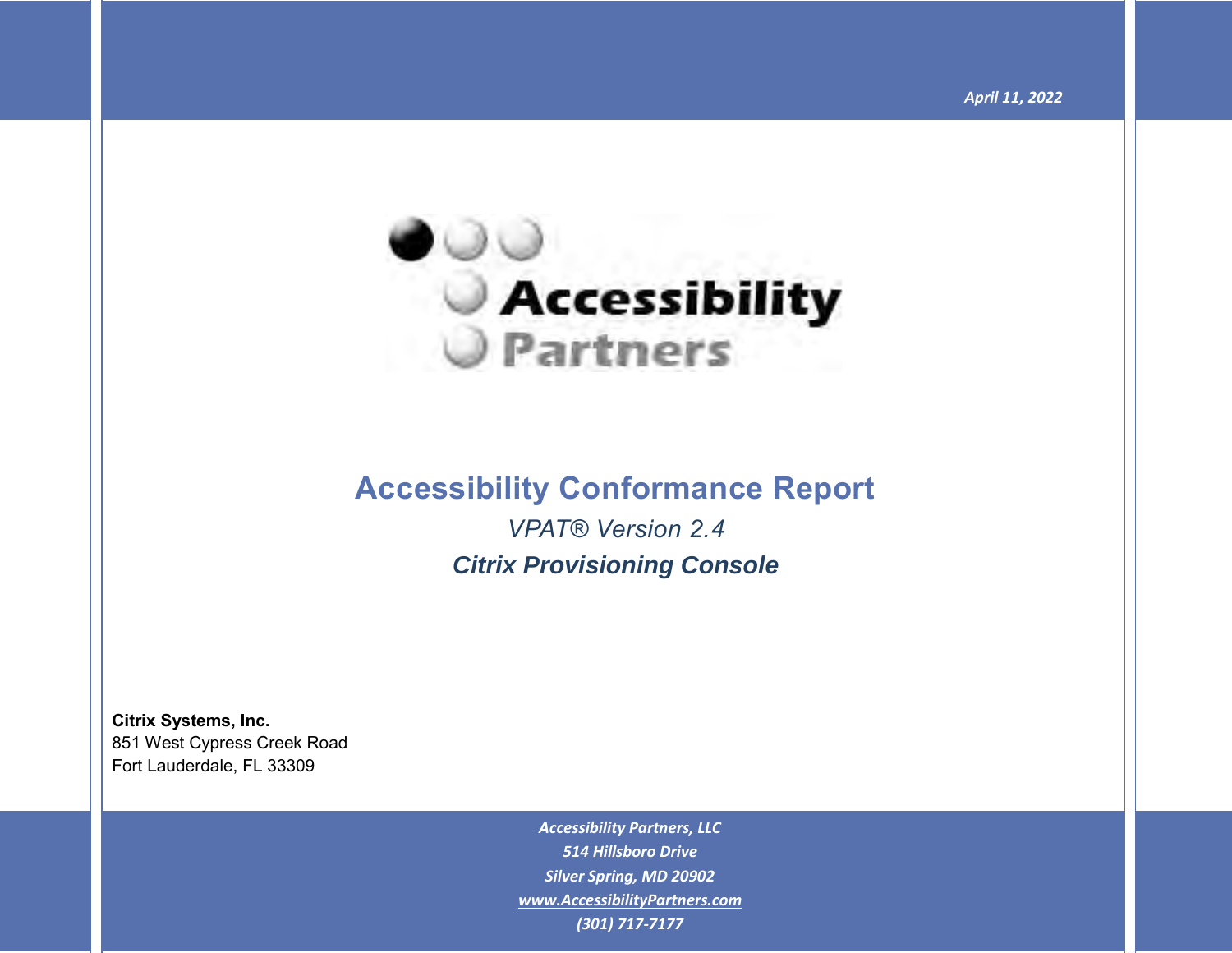April 11, 2022

Accessibility Partners

# Accessibility Conformance Report

*VPAT® Version 2.4*

***Citrix Provisioning Console***

**Citrix Systems, Inc.**
851 West Cypress Creek Road
Fort Lauderdale, FL 33309

***Accessibility Partners, LLC***
***514 Hillsboro Drive***
***Silver Spring, MD 20902***
***www.AccessibilityPartners.com***
***(301) 717-7177***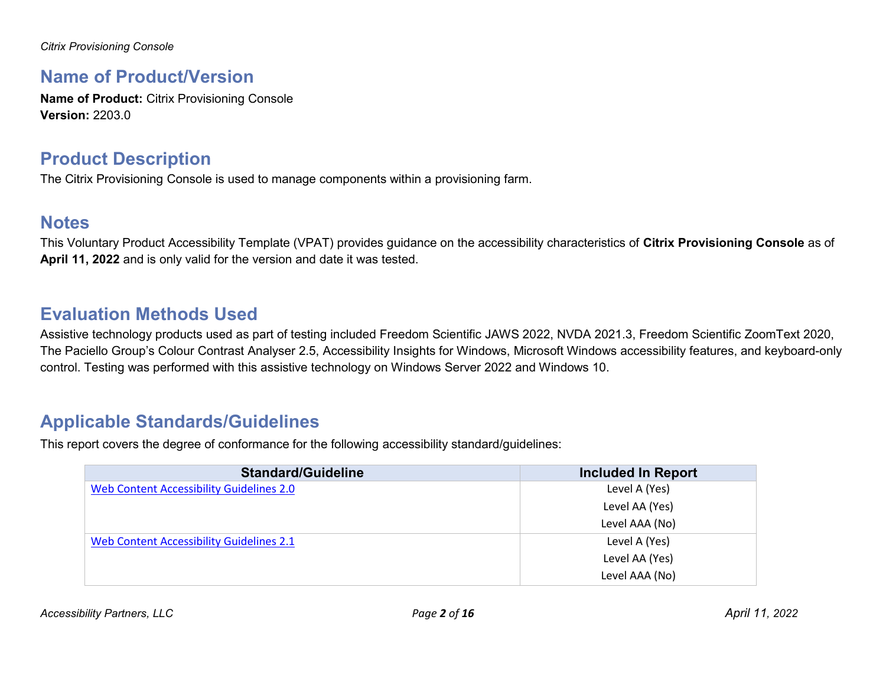## Name of Product/Version

**Name of Product:** Citrix Provisioning Console
**Version:** 2203.0

## Product Description

The Citrix Provisioning Console is used to manage components within a provisioning farm.

## Notes

This Voluntary Product Accessibility Template (VPAT) provides guidance on the accessibility characteristics of **Citrix Provisioning Console** as of **April 11, 2022** and is only valid for the version and date it was tested.

## Evaluation Methods Used

Assistive technology products used as part of testing included Freedom Scientific JAWS 2022, NVDA 2021.3, Freedom Scientific ZoomText 2020, The Paciello Group's Colour Contrast Analyser 2.5, Accessibility Insights for Windows, Microsoft Windows accessibility features, and keyboard-only control. Testing was performed with this assistive technology on Windows Server 2022 and Windows 10.

## Applicable Standards/Guidelines

This report covers the degree of conformance for the following accessibility standard/guidelines:

| Standard/Guideline | Included In Report |
|---|---|
| Web Content Accessibility Guidelines 2.0 | Level A (Yes)<br>Level AA (Yes)<br>Level AAA (No) |
| Web Content Accessibility Guidelines 2.1 | Level A (Yes)<br>Level AA (Yes)<br>Level AAA (No) |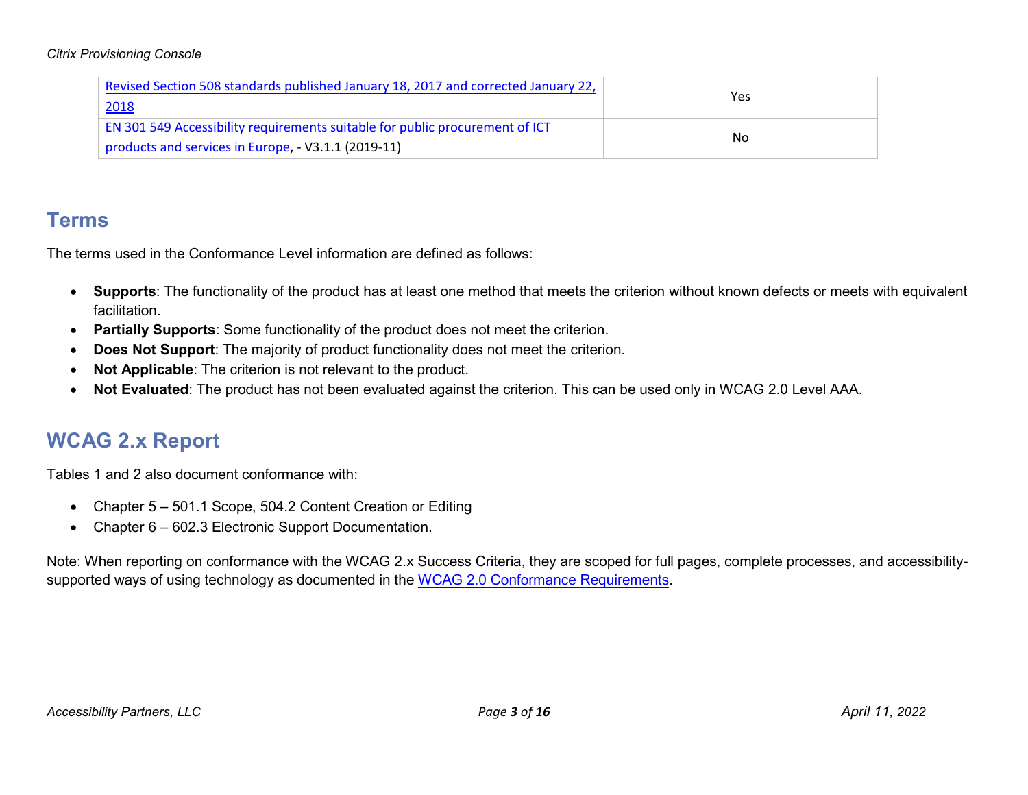| Revised Section 508 standards published January 18, 2017 and corrected January 22, 2018 | Yes |
|---|---|
| EN 301 549 Accessibility requirements suitable for public procurement of ICT products and services in Europe, - V3.1.1 (2019-11) | No |

## Terms

The terms used in the Conformance Level information are defined as follows:

- **Supports**: The functionality of the product has at least one method that meets the criterion without known defects or meets with equivalent facilitation.
- **Partially Supports**: Some functionality of the product does not meet the criterion.
- **Does Not Support**: The majority of product functionality does not meet the criterion.
- **Not Applicable**: The criterion is not relevant to the product.
- **Not Evaluated**: The product has not been evaluated against the criterion. This can be used only in WCAG 2.0 Level AAA.

## WCAG 2.x Report

Tables 1 and 2 also document conformance with:

- Chapter 5 – 501.1 Scope, 504.2 Content Creation or Editing
- Chapter 6 – 602.3 Electronic Support Documentation.

Note: When reporting on conformance with the WCAG 2.x Success Criteria, they are scoped for full pages, complete processes, and accessibility-supported ways of using technology as documented in the WCAG 2.0 Conformance Requirements.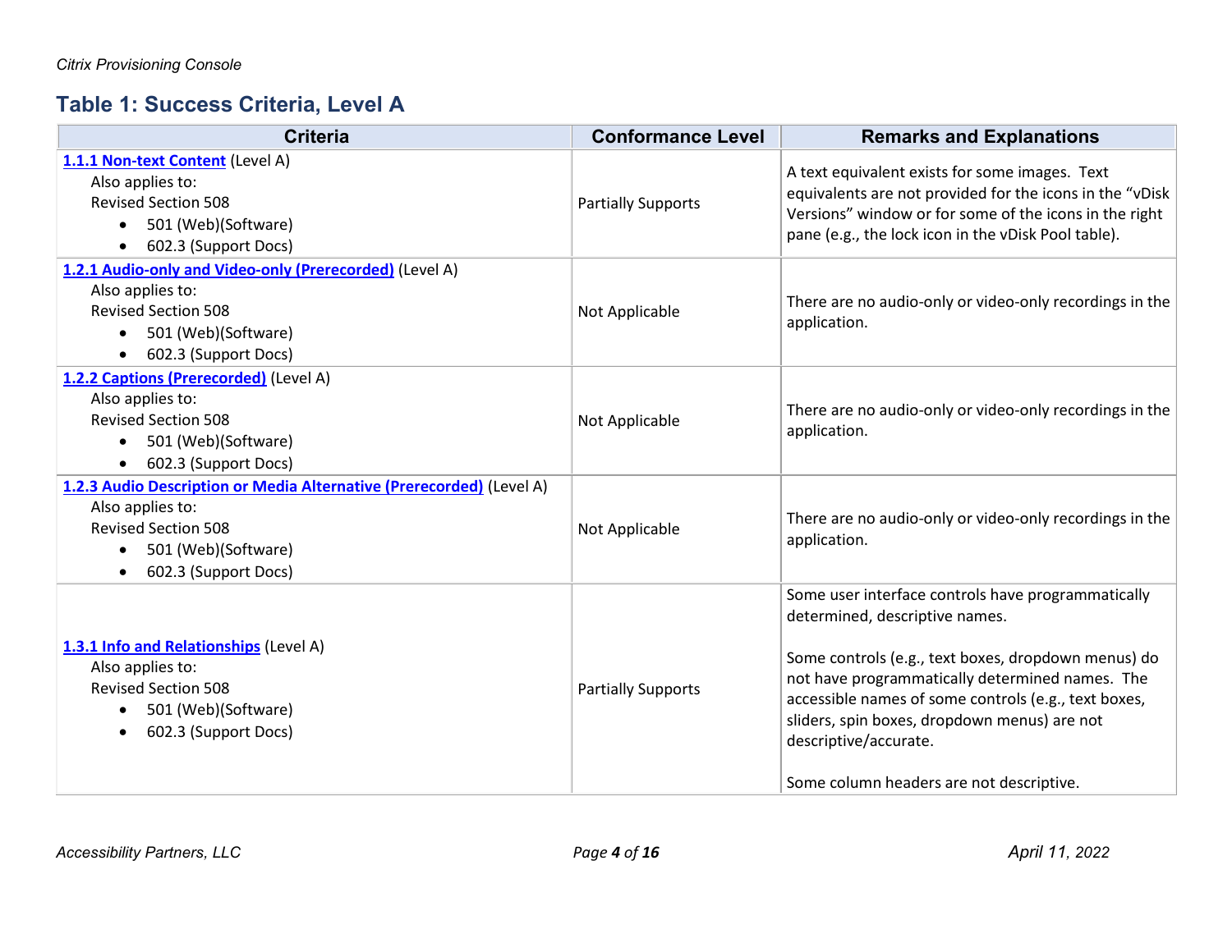## Table 1: Success Criteria, Level A

| Criteria | Conformance Level | Remarks and Explanations |
|---|---|---|
| **[1.1.1 Non-text Content](#)** (Level A)<br>Also applies to:<br>Revised Section 508<br>• 501 (Web)(Software)<br>• 602.3 (Support Docs) | Partially Supports | A text equivalent exists for some images. Text equivalents are not provided for the icons in the "vDisk Versions" window or for some of the icons in the right pane (e.g., the lock icon in the vDisk Pool table). |
| **[1.2.1 Audio-only and Video-only (Prerecorded)](#)** (Level A)<br>Also applies to:<br>Revised Section 508<br>• 501 (Web)(Software)<br>• 602.3 (Support Docs) | Not Applicable | There are no audio-only or video-only recordings in the application. |
| **[1.2.2 Captions (Prerecorded)](#)** (Level A)<br>Also applies to:<br>Revised Section 508<br>• 501 (Web)(Software)<br>• 602.3 (Support Docs) | Not Applicable | There are no audio-only or video-only recordings in the application. |
| **[1.2.3 Audio Description or Media Alternative (Prerecorded)](#)** (Level A)<br>Also applies to:<br>Revised Section 508<br>• 501 (Web)(Software)<br>• 602.3 (Support Docs) | Not Applicable | There are no audio-only or video-only recordings in the application. |
| **[1.3.1 Info and Relationships](#)** (Level A)<br>Also applies to:<br>Revised Section 508<br>• 501 (Web)(Software)<br>• 602.3 (Support Docs) | Partially Supports | Some user interface controls have programmatically determined, descriptive names.<br><br>Some controls (e.g., text boxes, dropdown menus) do not have programmatically determined names. The accessible names of some controls (e.g., text boxes, sliders, spin boxes, dropdown menus) are not descriptive/accurate.<br><br>Some column headers are not descriptive. |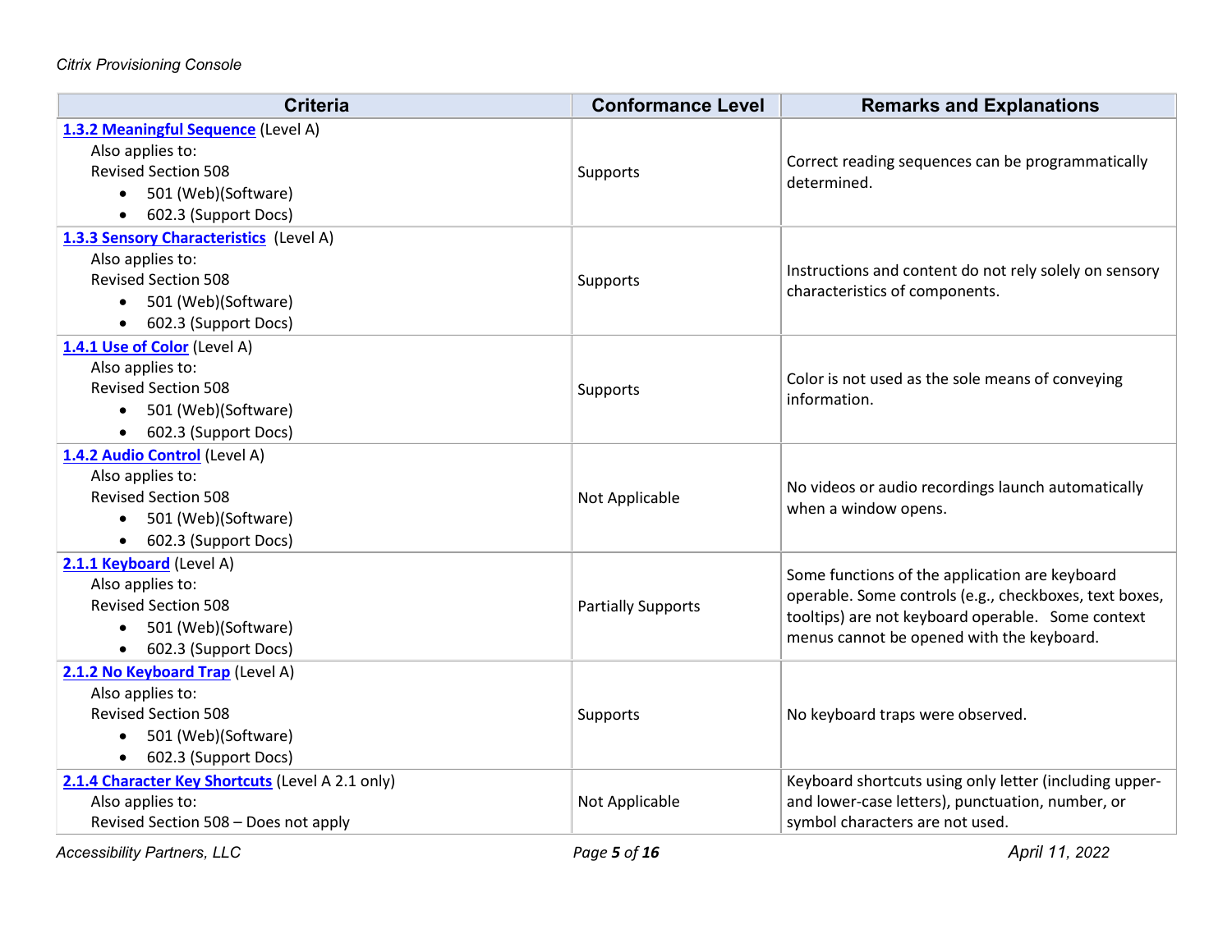| Criteria | Conformance Level | Remarks and Explanations |
|---|---|---|
| **[1.3.2 Meaningful Sequence]** (Level A)<br>Also applies to:<br>Revised Section 508<br>• 501 (Web)(Software)<br>• 602.3 (Support Docs) | Supports | Correct reading sequences can be programmatically determined. |
| **[1.3.3 Sensory Characteristics]** (Level A)<br>Also applies to:<br>Revised Section 508<br>• 501 (Web)(Software)<br>• 602.3 (Support Docs) | Supports | Instructions and content do not rely solely on sensory characteristics of components. |
| **[1.4.1 Use of Color]** (Level A)<br>Also applies to:<br>Revised Section 508<br>• 501 (Web)(Software)<br>• 602.3 (Support Docs) | Supports | Color is not used as the sole means of conveying information. |
| **[1.4.2 Audio Control]** (Level A)<br>Also applies to:<br>Revised Section 508<br>• 501 (Web)(Software)<br>• 602.3 (Support Docs) | Not Applicable | No videos or audio recordings launch automatically when a window opens. |
| **[2.1.1 Keyboard]** (Level A)<br>Also applies to:<br>Revised Section 508<br>• 501 (Web)(Software)<br>• 602.3 (Support Docs) | Partially Supports | Some functions of the application are keyboard operable. Some controls (e.g., checkboxes, text boxes, tooltips) are not keyboard operable. Some context menus cannot be opened with the keyboard. |
| **[2.1.2 No Keyboard Trap]** (Level A)<br>Also applies to:<br>Revised Section 508<br>• 501 (Web)(Software)<br>• 602.3 (Support Docs) | Supports | No keyboard traps were observed. |
| **[2.1.4 Character Key Shortcuts]** (Level A 2.1 only)<br>Also applies to:<br>Revised Section 508 – Does not apply | Not Applicable | Keyboard shortcuts using only letter (including upper- and lower-case letters), punctuation, number, or symbol characters are not used. |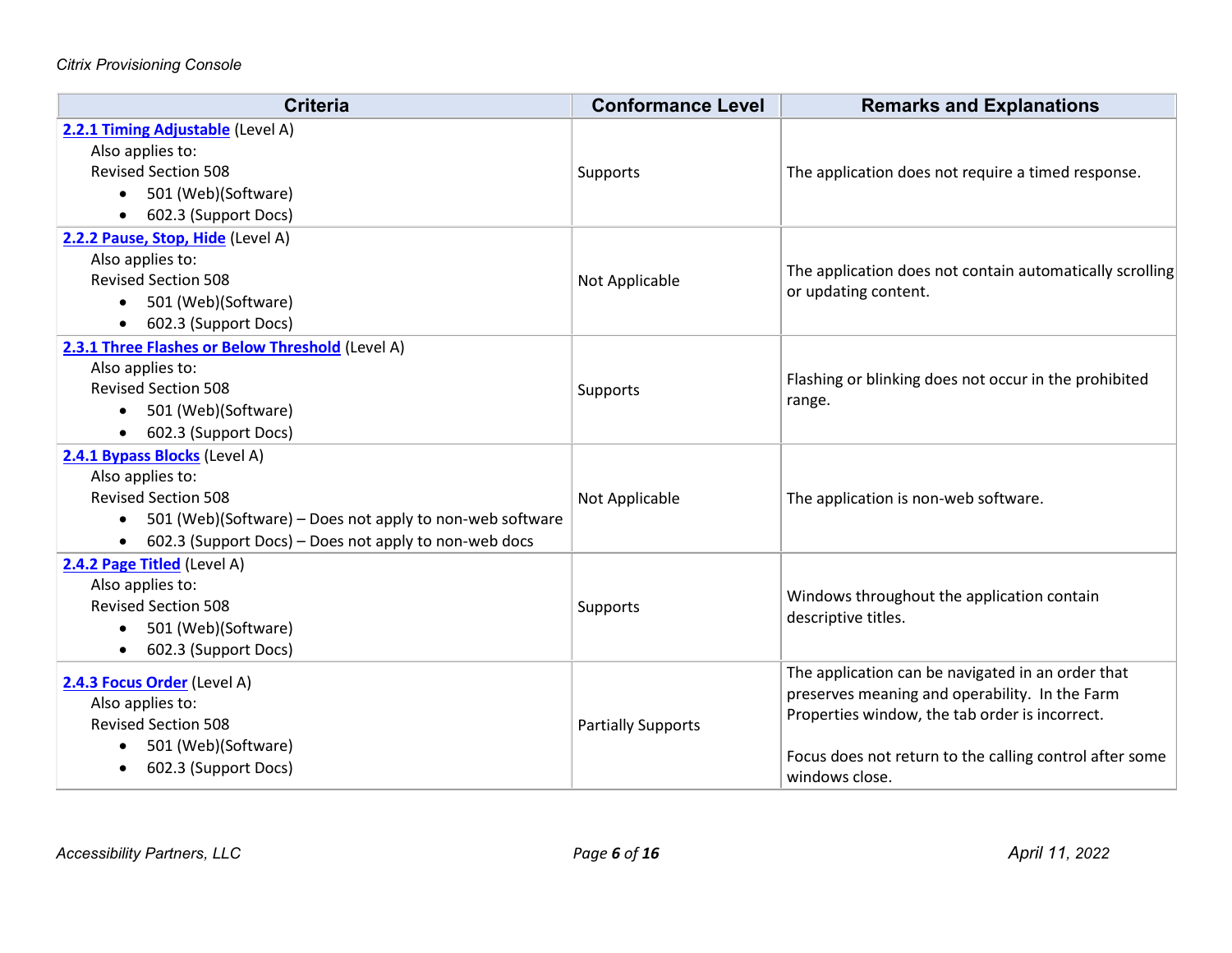| Criteria | Conformance Level | Remarks and Explanations |
| --- | --- | --- |
| **2.2.1 Timing Adjustable** (Level A)<br>Also applies to:<br>Revised Section 508<br>• 501 (Web)(Software)<br>• 602.3 (Support Docs) | Supports | The application does not require a timed response. |
| **2.2.2 Pause, Stop, Hide** (Level A)<br>Also applies to:<br>Revised Section 508<br>• 501 (Web)(Software)<br>• 602.3 (Support Docs) | Not Applicable | The application does not contain automatically scrolling or updating content. |
| **2.3.1 Three Flashes or Below Threshold** (Level A)<br>Also applies to:<br>Revised Section 508<br>• 501 (Web)(Software)<br>• 602.3 (Support Docs) | Supports | Flashing or blinking does not occur in the prohibited range. |
| **2.4.1 Bypass Blocks** (Level A)<br>Also applies to:<br>Revised Section 508<br>• 501 (Web)(Software) – Does not apply to non-web software<br>• 602.3 (Support Docs) – Does not apply to non-web docs | Not Applicable | The application is non-web software. |
| **2.4.2 Page Titled** (Level A)<br>Also applies to:<br>Revised Section 508<br>• 501 (Web)(Software)<br>• 602.3 (Support Docs) | Supports | Windows throughout the application contain descriptive titles. |
| **2.4.3 Focus Order** (Level A)<br>Also applies to:<br>Revised Section 508<br>• 501 (Web)(Software)<br>• 602.3 (Support Docs) | Partially Supports | The application can be navigated in an order that preserves meaning and operability. In the Farm Properties window, the tab order is incorrect.<br><br>Focus does not return to the calling control after some windows close. |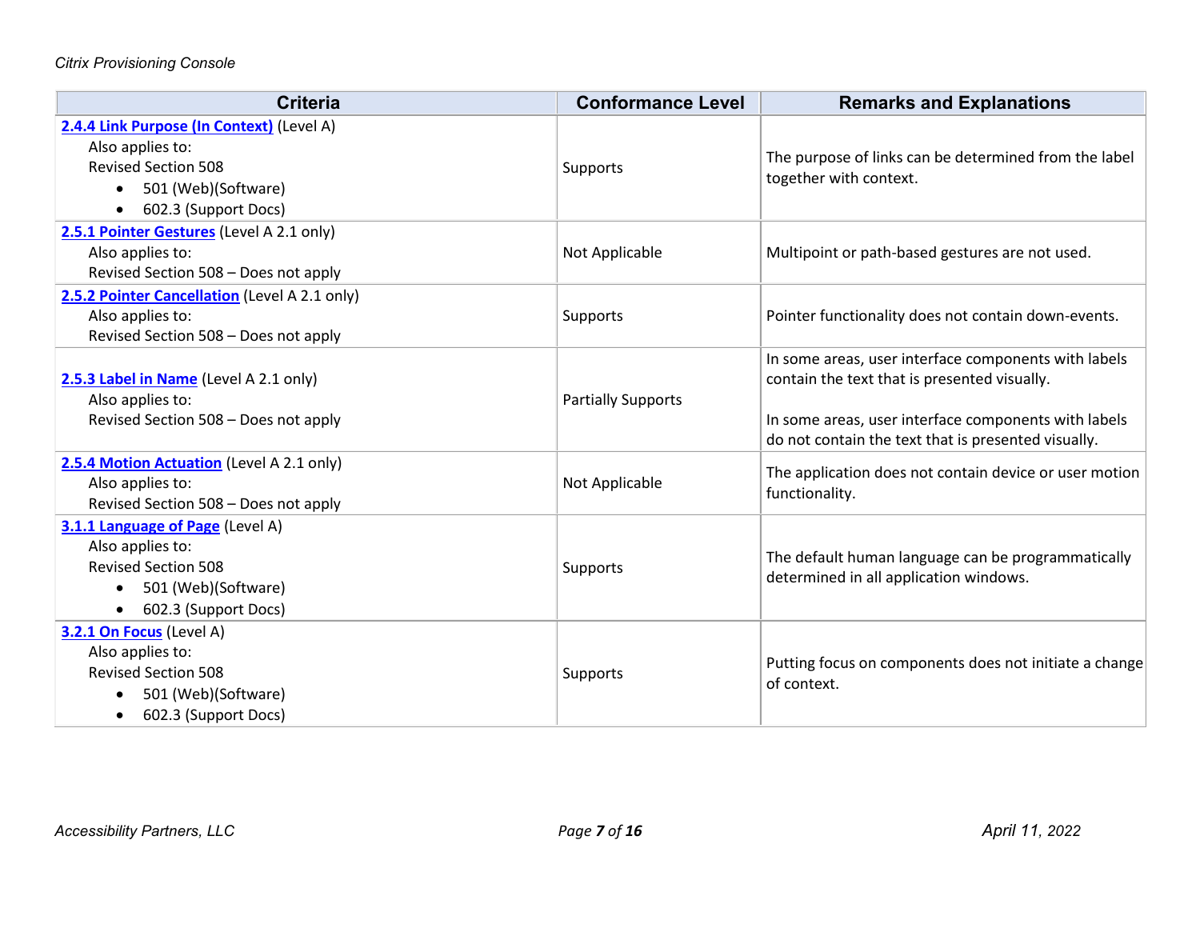| Criteria | Conformance Level | Remarks and Explanations |
| --- | --- | --- |
| **2.4.4 Link Purpose (In Context)** (Level A)<br>Also applies to:<br>Revised Section 508<br>• 501 (Web)(Software)<br>• 602.3 (Support Docs) | Supports | The purpose of links can be determined from the label together with context. |
| **2.5.1 Pointer Gestures** (Level A 2.1 only)<br>Also applies to:<br>Revised Section 508 – Does not apply | Not Applicable | Multipoint or path-based gestures are not used. |
| **2.5.2 Pointer Cancellation** (Level A 2.1 only)<br>Also applies to:<br>Revised Section 508 – Does not apply | Supports | Pointer functionality does not contain down-events. |
| **2.5.3 Label in Name** (Level A 2.1 only)<br>Also applies to:<br>Revised Section 508 – Does not apply | Partially Supports | In some areas, user interface components with labels contain the text that is presented visually.<br><br>In some areas, user interface components with labels do not contain the text that is presented visually. |
| **2.5.4 Motion Actuation** (Level A 2.1 only)<br>Also applies to:<br>Revised Section 508 – Does not apply | Not Applicable | The application does not contain device or user motion functionality. |
| **3.1.1 Language of Page** (Level A)<br>Also applies to:<br>Revised Section 508<br>• 501 (Web)(Software)<br>• 602.3 (Support Docs) | Supports | The default human language can be programmatically determined in all application windows. |
| **3.2.1 On Focus** (Level A)<br>Also applies to:<br>Revised Section 508<br>• 501 (Web)(Software)<br>• 602.3 (Support Docs) | Supports | Putting focus on components does not initiate a change of context. |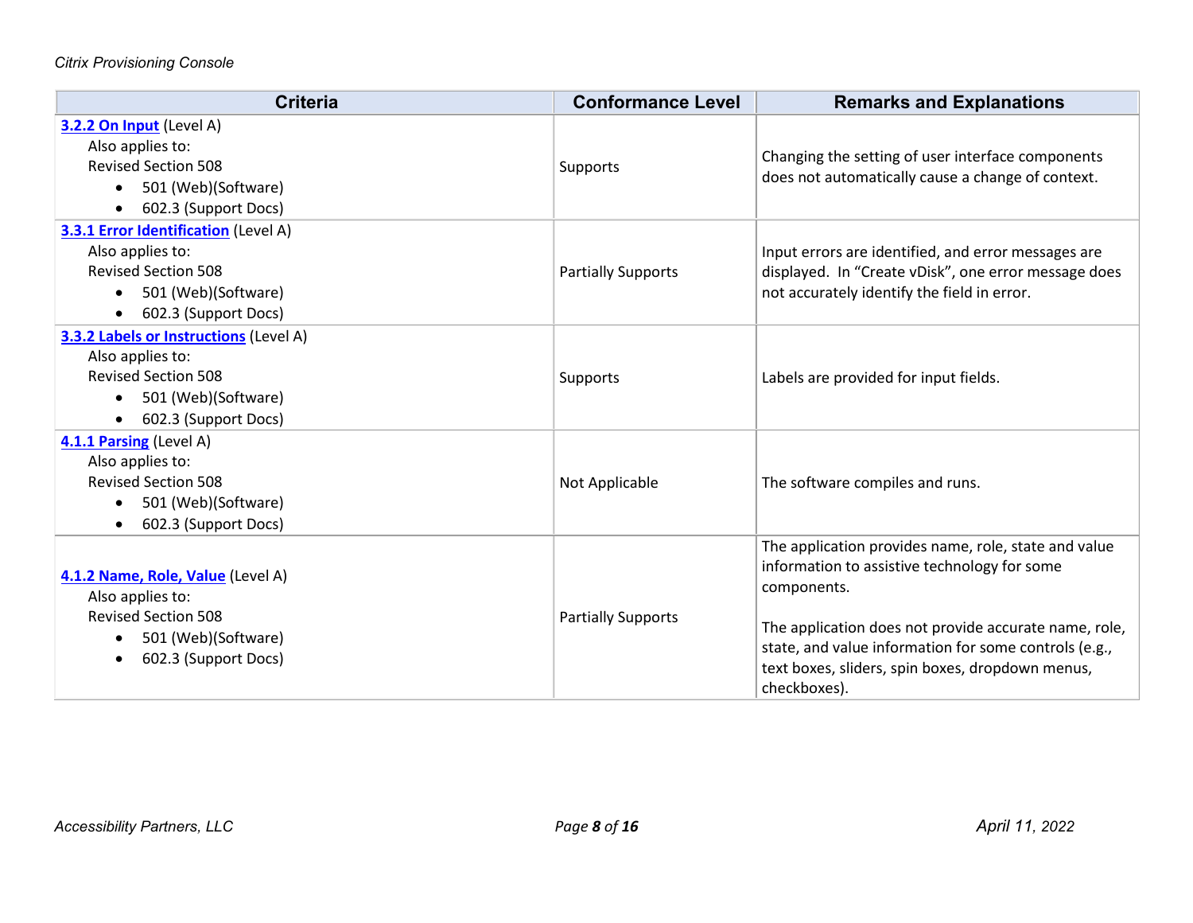| Criteria | Conformance Level | Remarks and Explanations |
| --- | --- | --- |
| **3.2.2 On Input** (Level A)<br>Also applies to:<br>Revised Section 508<br>• 501 (Web)(Software)<br>• 602.3 (Support Docs) | Supports | Changing the setting of user interface components does not automatically cause a change of context. |
| **3.3.1 Error Identification** (Level A)<br>Also applies to:<br>Revised Section 508<br>• 501 (Web)(Software)<br>• 602.3 (Support Docs) | Partially Supports | Input errors are identified, and error messages are displayed. In “Create vDisk”, one error message does not accurately identify the field in error. |
| **3.3.2 Labels or Instructions** (Level A)<br>Also applies to:<br>Revised Section 508<br>• 501 (Web)(Software)<br>• 602.3 (Support Docs) | Supports | Labels are provided for input fields. |
| **4.1.1 Parsing** (Level A)<br>Also applies to:<br>Revised Section 508<br>• 501 (Web)(Software)<br>• 602.3 (Support Docs) | Not Applicable | The software compiles and runs. |
| **4.1.2 Name, Role, Value** (Level A)<br>Also applies to:<br>Revised Section 508<br>• 501 (Web)(Software)<br>• 602.3 (Support Docs) | Partially Supports | The application provides name, role, state and value information to assistive technology for some components.<br><br>The application does not provide accurate name, role, state, and value information for some controls (e.g., text boxes, sliders, spin boxes, dropdown menus, checkboxes). |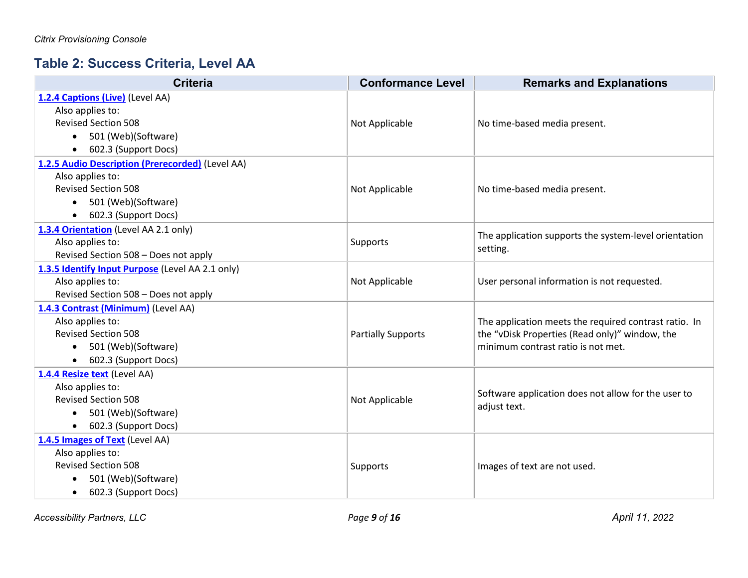## Table 2: Success Criteria, Level AA

| Criteria | Conformance Level | Remarks and Explanations |
|---|---|---|
| **1.2.4 Captions (Live)** (Level AA)<br>Also applies to:<br>Revised Section 508<br>• 501 (Web)(Software)<br>• 602.3 (Support Docs) | Not Applicable | No time-based media present. |
| **1.2.5 Audio Description (Prerecorded)** (Level AA)<br>Also applies to:<br>Revised Section 508<br>• 501 (Web)(Software)<br>• 602.3 (Support Docs) | Not Applicable | No time-based media present. |
| **1.3.4 Orientation** (Level AA 2.1 only)<br>Also applies to:<br>Revised Section 508 – Does not apply | Supports | The application supports the system-level orientation setting. |
| **1.3.5 Identify Input Purpose** (Level AA 2.1 only)<br>Also applies to:<br>Revised Section 508 – Does not apply | Not Applicable | User personal information is not requested. |
| **1.4.3 Contrast (Minimum)** (Level AA)<br>Also applies to:<br>Revised Section 508<br>• 501 (Web)(Software)<br>• 602.3 (Support Docs) | Partially Supports | The application meets the required contrast ratio. In the "vDisk Properties (Read only)" window, the minimum contrast ratio is not met. |
| **1.4.4 Resize text** (Level AA)<br>Also applies to:<br>Revised Section 508<br>• 501 (Web)(Software)<br>• 602.3 (Support Docs) | Not Applicable | Software application does not allow for the user to adjust text. |
| **1.4.5 Images of Text** (Level AA)<br>Also applies to:<br>Revised Section 508<br>• 501 (Web)(Software)<br>• 602.3 (Support Docs) | Supports | Images of text are not used. |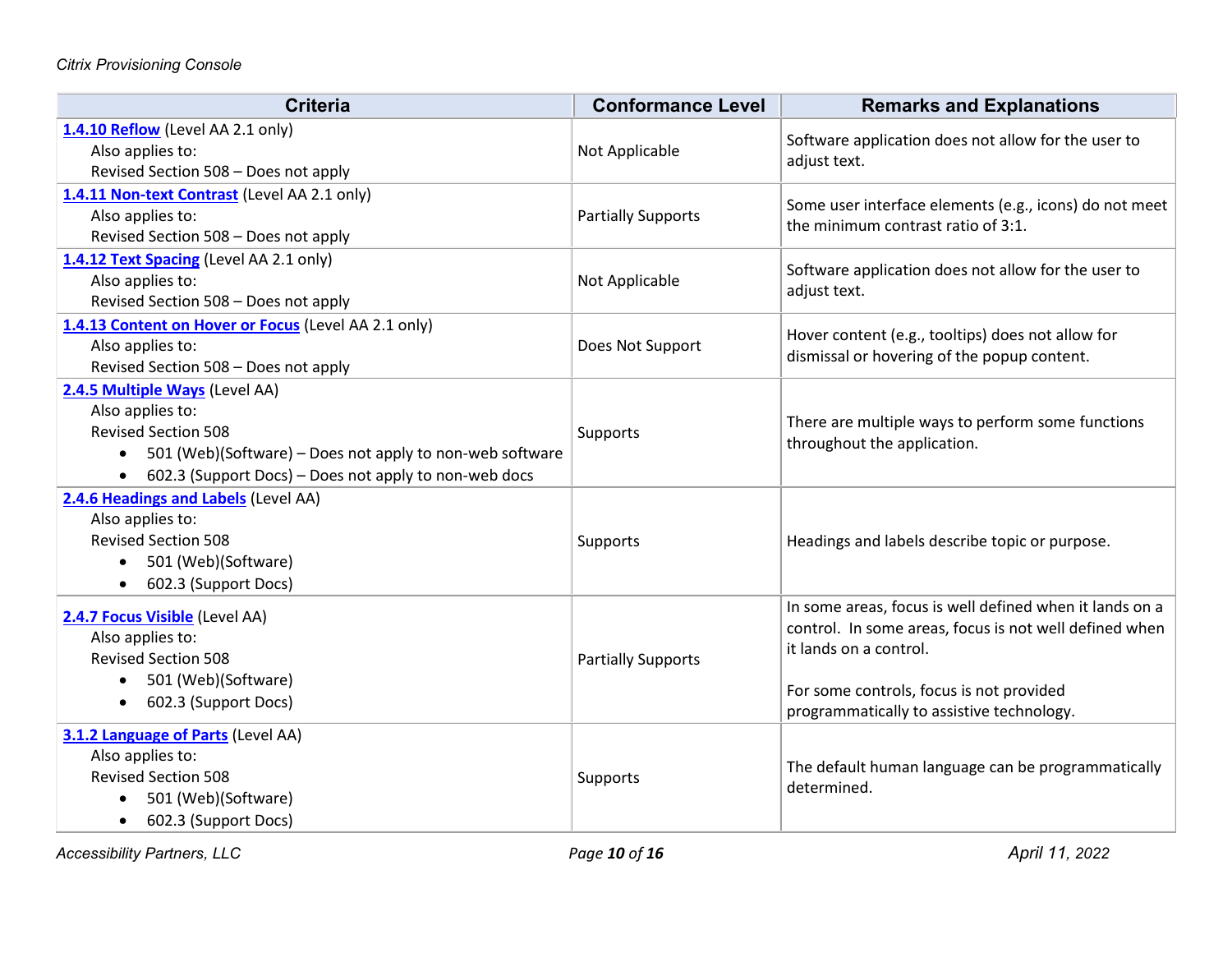| Criteria | Conformance Level | Remarks and Explanations |
| --- | --- | --- |
| **1.4.10 Reflow** (Level AA 2.1 only)<br>Also applies to:<br>Revised Section 508 – Does not apply | Not Applicable | Software application does not allow for the user to adjust text. |
| **1.4.11 Non-text Contrast** (Level AA 2.1 only)<br>Also applies to:<br>Revised Section 508 – Does not apply | Partially Supports | Some user interface elements (e.g., icons) do not meet the minimum contrast ratio of 3:1. |
| **1.4.12 Text Spacing** (Level AA 2.1 only)<br>Also applies to:<br>Revised Section 508 – Does not apply | Not Applicable | Software application does not allow for the user to adjust text. |
| **1.4.13 Content on Hover or Focus** (Level AA 2.1 only)<br>Also applies to:<br>Revised Section 508 – Does not apply | Does Not Support | Hover content (e.g., tooltips) does not allow for dismissal or hovering of the popup content. |
| **2.4.5 Multiple Ways** (Level AA)<br>Also applies to:<br>Revised Section 508<br>• 501 (Web)(Software) – Does not apply to non-web software<br>• 602.3 (Support Docs) – Does not apply to non-web docs | Supports | There are multiple ways to perform some functions throughout the application. |
| **2.4.6 Headings and Labels** (Level AA)<br>Also applies to:<br>Revised Section 508<br>• 501 (Web)(Software)<br>• 602.3 (Support Docs) | Supports | Headings and labels describe topic or purpose. |
| **2.4.7 Focus Visible** (Level AA)<br>Also applies to:<br>Revised Section 508<br>• 501 (Web)(Software)<br>• 602.3 (Support Docs) | Partially Supports | In some areas, focus is well defined when it lands on a control. In some areas, focus is not well defined when it lands on a control.<br><br>For some controls, focus is not provided programmatically to assistive technology. |
| **3.1.2 Language of Parts** (Level AA)<br>Also applies to:<br>Revised Section 508<br>• 501 (Web)(Software)<br>• 602.3 (Support Docs) | Supports | The default human language can be programmatically determined. |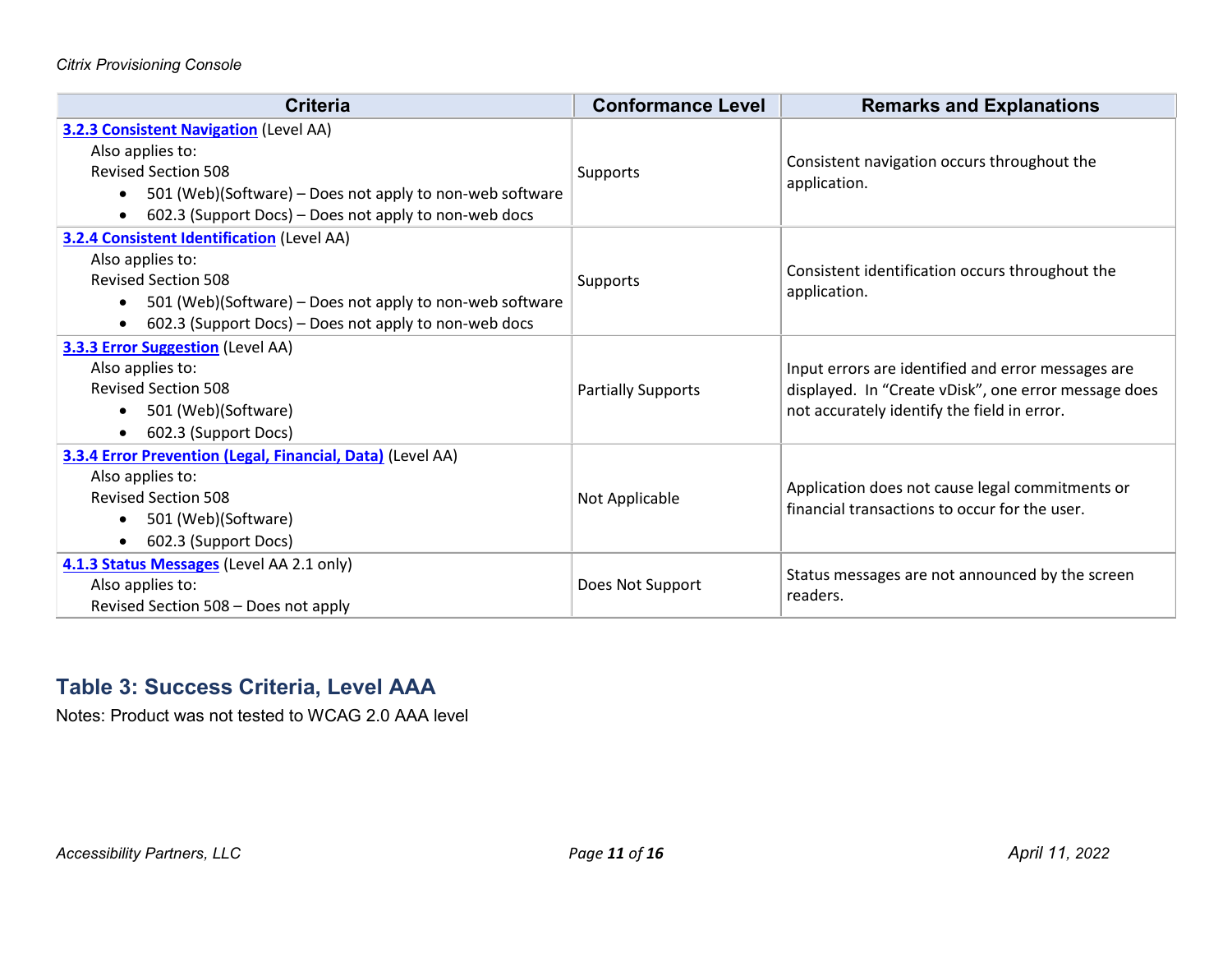| Criteria | Conformance Level | Remarks and Explanations |
|---|---|---|
| **3.2.3 Consistent Navigation** (Level AA)<br>Also applies to:<br>Revised Section 508<br>• 501 (Web)(Software) – Does not apply to non-web software<br>• 602.3 (Support Docs) – Does not apply to non-web docs | Supports | Consistent navigation occurs throughout the application. |
| **3.2.4 Consistent Identification** (Level AA)<br>Also applies to:<br>Revised Section 508<br>• 501 (Web)(Software) – Does not apply to non-web software<br>• 602.3 (Support Docs) – Does not apply to non-web docs | Supports | Consistent identification occurs throughout the application. |
| **3.3.3 Error Suggestion** (Level AA)<br>Also applies to:<br>Revised Section 508<br>• 501 (Web)(Software)<br>• 602.3 (Support Docs) | Partially Supports | Input errors are identified and error messages are displayed. In “Create vDisk”, one error message does not accurately identify the field in error. |
| **3.3.4 Error Prevention (Legal, Financial, Data)** (Level AA)<br>Also applies to:<br>Revised Section 508<br>• 501 (Web)(Software)<br>• 602.3 (Support Docs) | Not Applicable | Application does not cause legal commitments or financial transactions to occur for the user. |
| **4.1.3 Status Messages** (Level AA 2.1 only)<br>Also applies to:<br>Revised Section 508 – Does not apply | Does Not Support | Status messages are not announced by the screen readers. |

## Table 3: Success Criteria, Level AAA

Notes: Product was not tested to WCAG 2.0 AAA level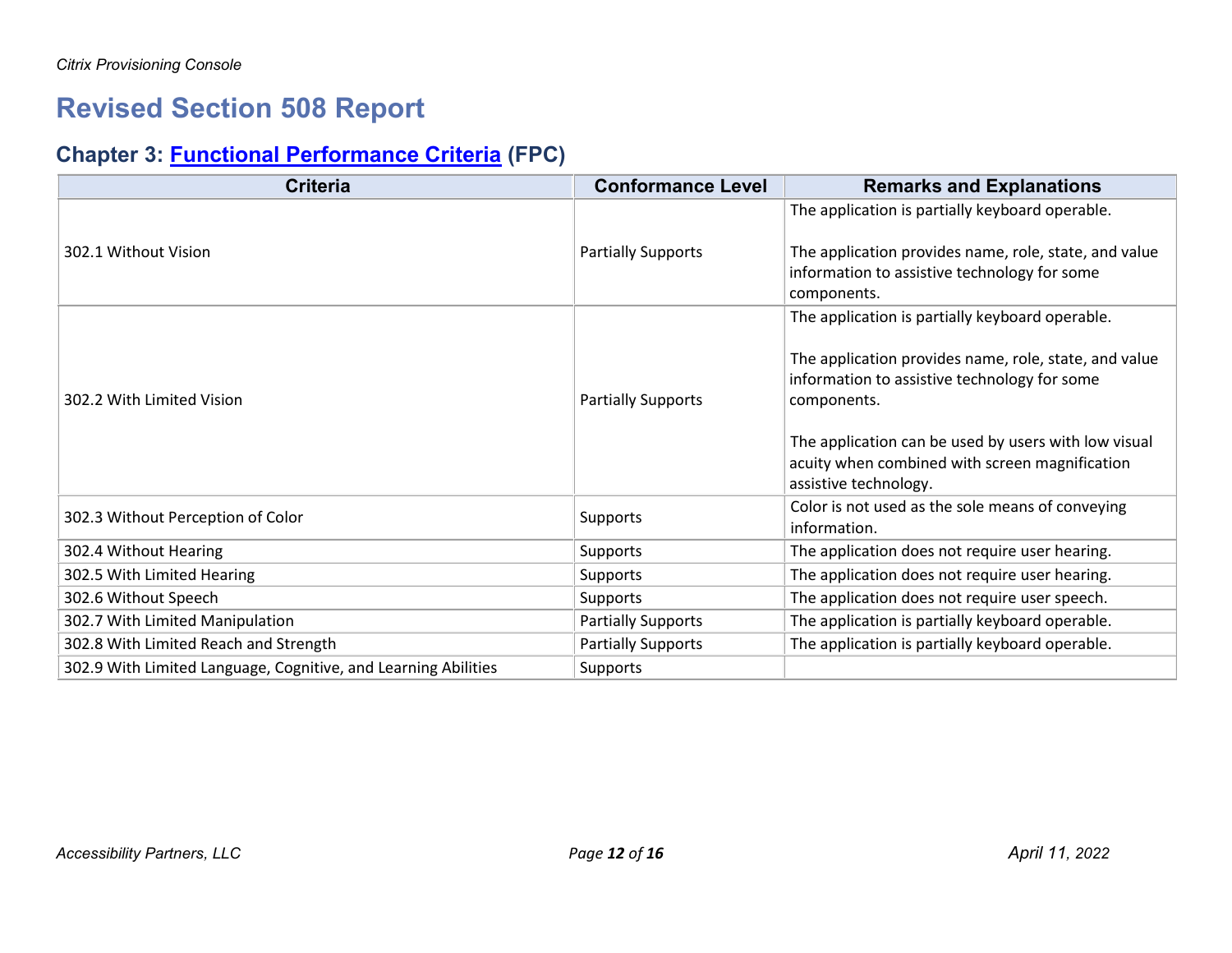# Revised Section 508 Report

## Chapter 3: [Functional Performance Criteria](#) (FPC)

| Criteria | Conformance Level | Remarks and Explanations |
|---|---|---|
| 302.1 Without Vision | Partially Supports | The application is partially keyboard operable.<br><br>The application provides name, role, state, and value information to assistive technology for some components. |
| 302.2 With Limited Vision | Partially Supports | The application is partially keyboard operable.<br><br>The application provides name, role, state, and value information to assistive technology for some components.<br><br>The application can be used by users with low visual acuity when combined with screen magnification assistive technology. |
| 302.3 Without Perception of Color | Supports | Color is not used as the sole means of conveying information. |
| 302.4 Without Hearing | Supports | The application does not require user hearing. |
| 302.5 With Limited Hearing | Supports | The application does not require user hearing. |
| 302.6 Without Speech | Supports | The application does not require user speech. |
| 302.7 With Limited Manipulation | Partially Supports | The application is partially keyboard operable. |
| 302.8 With Limited Reach and Strength | Partially Supports | The application is partially keyboard operable. |
| 302.9 With Limited Language, Cognitive, and Learning Abilities | Supports | |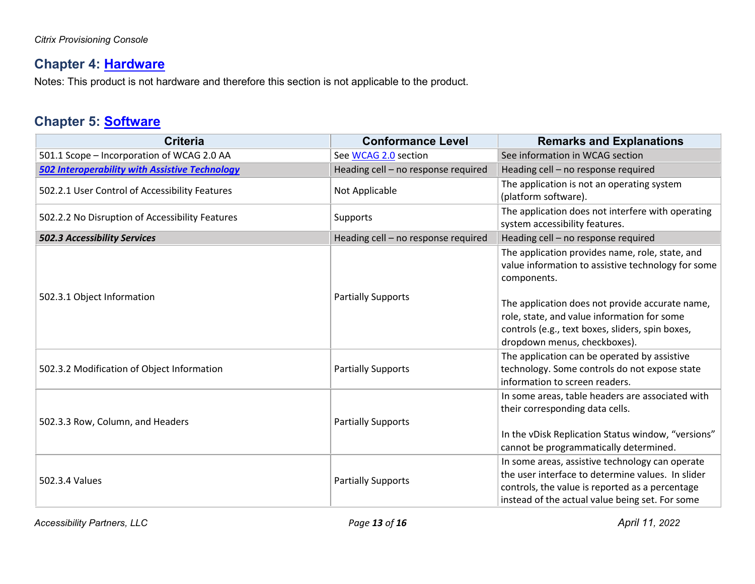## Chapter 4: [Hardware](#)

Notes: This product is not hardware and therefore this section is not applicable to the product.

## Chapter 5: [Software](#)

| Criteria | Conformance Level | Remarks and Explanations |
|---|---|---|
| 501.1 Scope – Incorporation of WCAG 2.0 AA | See [WCAG 2.0](#) section | See information in WCAG section |
| ***[502 Interoperability with Assistive Technology](#)*** | Heading cell – no response required | Heading cell – no response required |
| 502.2.1 User Control of Accessibility Features | Not Applicable | The application is not an operating system (platform software). |
| 502.2.2 No Disruption of Accessibility Features | Supports | The application does not interfere with operating system accessibility features. |
| ***502.3 Accessibility Services*** | Heading cell – no response required | Heading cell – no response required |
| 502.3.1 Object Information | Partially Supports | The application provides name, role, state, and value information to assistive technology for some components.<br><br>The application does not provide accurate name, role, state, and value information for some controls (e.g., text boxes, sliders, spin boxes, dropdown menus, checkboxes). |
| 502.3.2 Modification of Object Information | Partially Supports | The application can be operated by assistive technology. Some controls do not expose state information to screen readers. |
| 502.3.3 Row, Column, and Headers | Partially Supports | In some areas, table headers are associated with their corresponding data cells.<br><br>In the vDisk Replication Status window, "versions" cannot be programmatically determined. |
| 502.3.4 Values | Partially Supports | In some areas, assistive technology can operate the user interface to determine values. In slider controls, the value is reported as a percentage instead of the actual value being set. For some |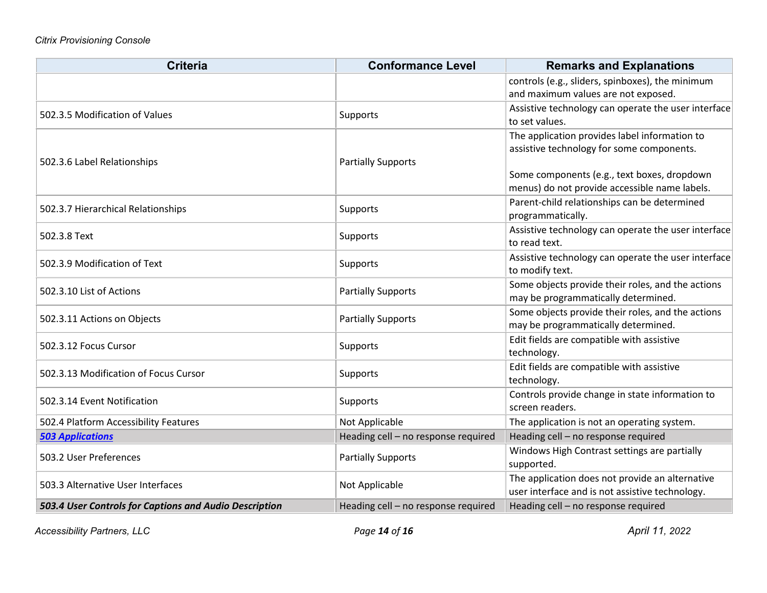| Criteria | Conformance Level | Remarks and Explanations |
|---|---|---|
| | | controls (e.g., sliders, spinboxes), the minimum and maximum values are not exposed. |
| 502.3.5 Modification of Values | Supports | Assistive technology can operate the user interface to set values. |
| 502.3.6 Label Relationships | Partially Supports | The application provides label information to assistive technology for some components.<br><br>Some components (e.g., text boxes, dropdown menus) do not provide accessible name labels. |
| 502.3.7 Hierarchical Relationships | Supports | Parent-child relationships can be determined programmatically. |
| 502.3.8 Text | Supports | Assistive technology can operate the user interface to read text. |
| 502.3.9 Modification of Text | Supports | Assistive technology can operate the user interface to modify text. |
| 502.3.10 List of Actions | Partially Supports | Some objects provide their roles, and the actions may be programmatically determined. |
| 502.3.11 Actions on Objects | Partially Supports | Some objects provide their roles, and the actions may be programmatically determined. |
| 502.3.12 Focus Cursor | Supports | Edit fields are compatible with assistive technology. |
| 502.3.13 Modification of Focus Cursor | Supports | Edit fields are compatible with assistive technology. |
| 502.3.14 Event Notification | Supports | Controls provide change in state information to screen readers. |
| 502.4 Platform Accessibility Features | Not Applicable | The application is not an operating system. |
| ***503 Applications*** | Heading cell – no response required | Heading cell – no response required |
| 503.2 User Preferences | Partially Supports | Windows High Contrast settings are partially supported. |
| 503.3 Alternative User Interfaces | Not Applicable | The application does not provide an alternative user interface and is not assistive technology. |
| ***503.4 User Controls for Captions and Audio Description*** | Heading cell – no response required | Heading cell – no response required |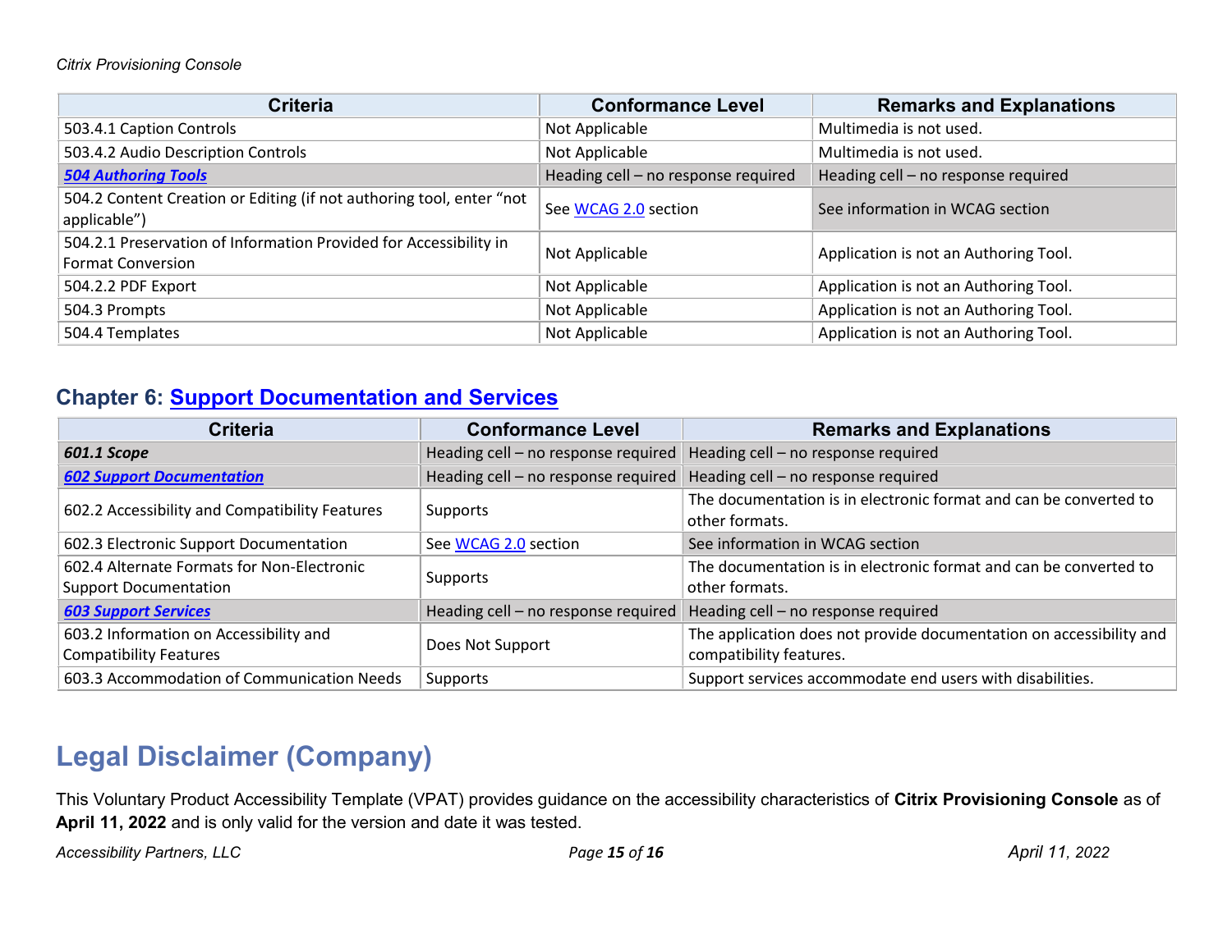| Criteria | Conformance Level | Remarks and Explanations |
| --- | --- | --- |
| 503.4.1 Caption Controls | Not Applicable | Multimedia is not used. |
| 503.4.2 Audio Description Controls | Not Applicable | Multimedia is not used. |
| ***504 Authoring Tools*** | Heading cell – no response required | Heading cell – no response required |
| 504.2 Content Creation or Editing (if not authoring tool, enter “not applicable”) | See WCAG 2.0 section | See information in WCAG section |
| 504.2.1 Preservation of Information Provided for Accessibility in Format Conversion | Not Applicable | Application is not an Authoring Tool. |
| 504.2.2 PDF Export | Not Applicable | Application is not an Authoring Tool. |
| 504.3 Prompts | Not Applicable | Application is not an Authoring Tool. |
| 504.4 Templates | Not Applicable | Application is not an Authoring Tool. |

## Chapter 6: Support Documentation and Services

| Criteria | Conformance Level | Remarks and Explanations |
| --- | --- | --- |
| ***601.1 Scope*** | Heading cell – no response required | Heading cell – no response required |
| ***602 Support Documentation*** | Heading cell – no response required | Heading cell – no response required |
| 602.2 Accessibility and Compatibility Features | Supports | The documentation is in electronic format and can be converted to other formats. |
| 602.3 Electronic Support Documentation | See WCAG 2.0 section | See information in WCAG section |
| 602.4 Alternate Formats for Non-Electronic Support Documentation | Supports | The documentation is in electronic format and can be converted to other formats. |
| ***603 Support Services*** | Heading cell – no response required | Heading cell – no response required |
| 603.2 Information on Accessibility and Compatibility Features | Does Not Support | The application does not provide documentation on accessibility and compatibility features. |
| 603.3 Accommodation of Communication Needs | Supports | Support services accommodate end users with disabilities. |

# Legal Disclaimer (Company)

This Voluntary Product Accessibility Template (VPAT) provides guidance on the accessibility characteristics of **Citrix Provisioning Console** as of **April 11, 2022** and is only valid for the version and date it was tested.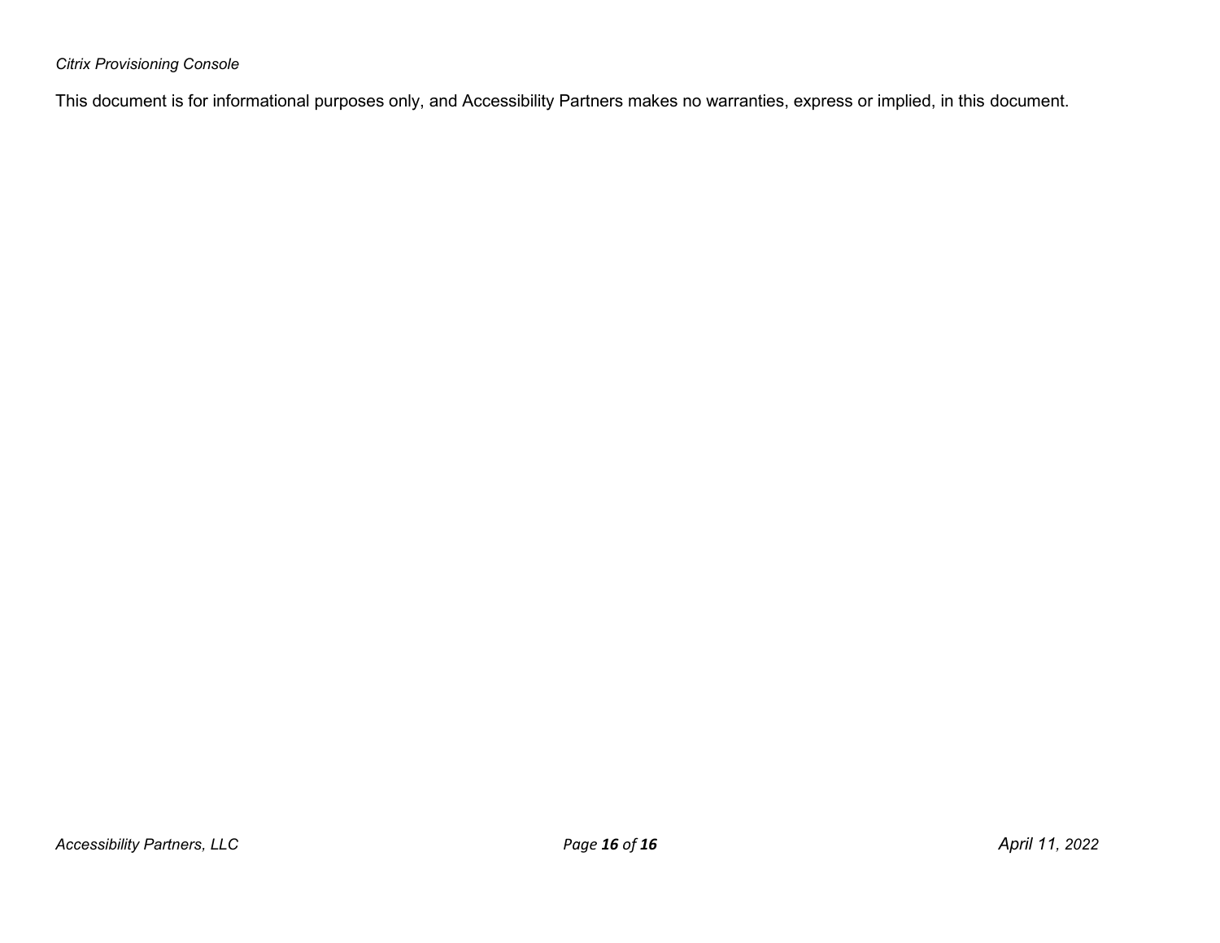This document is for informational purposes only, and Accessibility Partners makes no warranties, express or implied, in this document.